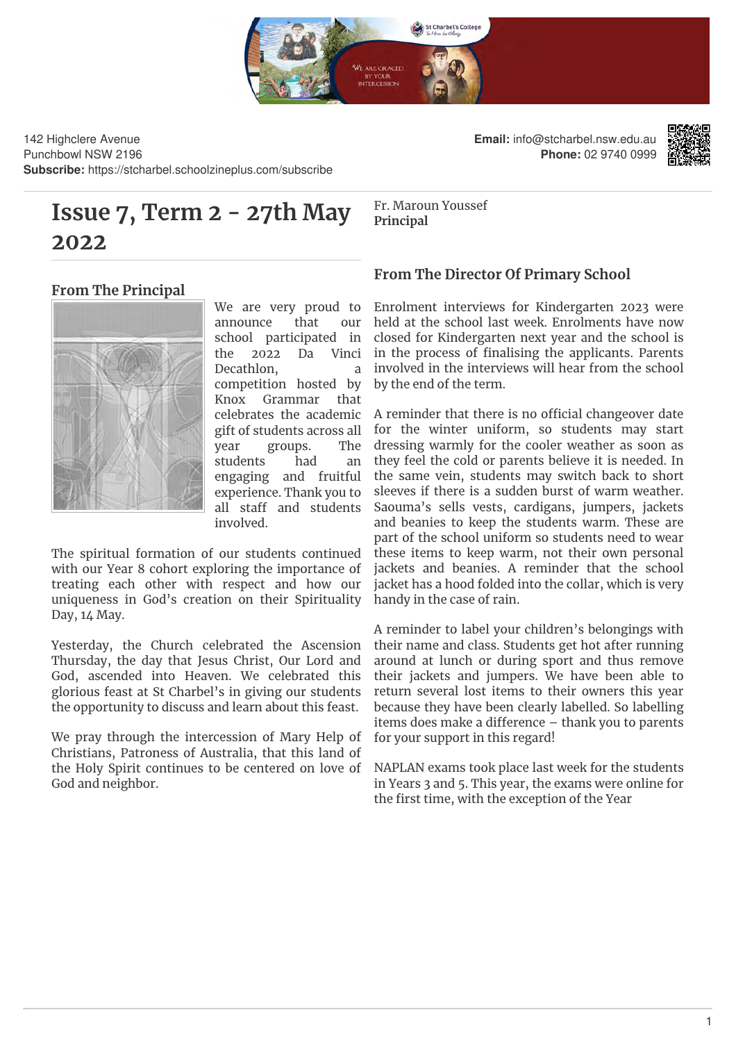142 Highclere Avenue
Punchbowl NSW 2196
**Subscribe:** https://stcharbel.schoolzineplus.com/subscribe

**Email:** info@stcharbel.nsw.edu.au
**Phone:** 02 9740 0999

# Issue 7, Term 2 - 27th May 2022

## From The Principal

We are very proud to announce that our school participated in the 2022 Da Vinci Decathlon, a competition hosted by Knox Grammar that celebrates the academic gift of students across all year groups. The students had an engaging and fruitful experience. Thank you to all staff and students involved.

The spiritual formation of our students continued with our Year 8 cohort exploring the importance of treating each other with respect and how our uniqueness in God's creation on their Spirituality Day, 14 May.

Yesterday, the Church celebrated the Ascension Thursday, the day that Jesus Christ, Our Lord and God, ascended into Heaven. We celebrated this glorious feast at St Charbel's in giving our students the opportunity to discuss and learn about this feast.

We pray through the intercession of Mary Help of Christians, Patroness of Australia, that this land of the Holy Spirit continues to be centered on love of God and neighbor.

Fr. Maroun Youssef
**Principal**

## From The Director Of Primary School

Enrolment interviews for Kindergarten 2023 were held at the school last week. Enrolments have now closed for Kindergarten next year and the school is in the process of finalising the applicants. Parents involved in the interviews will hear from the school by the end of the term.

A reminder that there is no official changeover date for the winter uniform, so students may start dressing warmly for the cooler weather as soon as they feel the cold or parents believe it is needed. In the same vein, students may switch back to short sleeves if there is a sudden burst of warm weather. Saouma's sells vests, cardigans, jumpers, jackets and beanies to keep the students warm. These are part of the school uniform so students need to wear these items to keep warm, not their own personal jackets and beanies. A reminder that the school jacket has a hood folded into the collar, which is very handy in the case of rain.

A reminder to label your children's belongings with their name and class. Students get hot after running around at lunch or during sport and thus remove their jackets and jumpers. We have been able to return several lost items to their owners this year because they have been clearly labelled. So labelling items does make a difference – thank you to parents for your support in this regard!

NAPLAN exams took place last week for the students in Years 3 and 5. This year, the exams were online for the first time, with the exception of the Year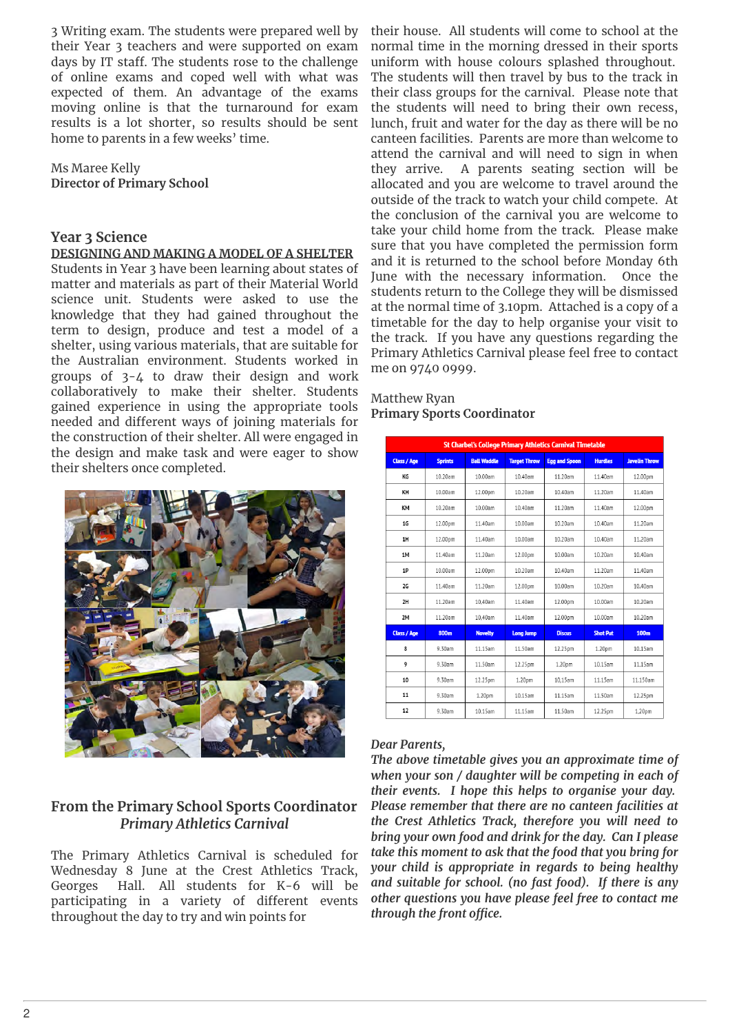3 Writing exam. The students were prepared well by their Year 3 teachers and were supported on exam days by IT staff. The students rose to the challenge of online exams and coped well with what was expected of them. An advantage of the exams moving online is that the turnaround for exam results is a lot shorter, so results should be sent home to parents in a few weeks' time.

Ms Maree Kelly
**Director of Primary School**

## Year 3 Science

**DESIGNING AND MAKING A MODEL OF A SHELTER**

Students in Year 3 have been learning about states of matter and materials as part of their Material World science unit. Students were asked to use the knowledge that they had gained throughout the term to design, produce and test a model of a shelter, using various materials, that are suitable for the Australian environment. Students worked in groups of 3-4 to draw their design and work collaboratively to make their shelter. Students gained experience in using the appropriate tools needed and different ways of joining materials for the construction of their shelter. All were engaged in the design and make task and were eager to show their shelters once completed.

## From the Primary School Sports Coordinator

### *Primary Athletics Carnival*

The Primary Athletics Carnival is scheduled for Wednesday 8 June at the Crest Athletics Track, Georges Hall. All students for K-6 will be participating in a variety of different events throughout the day to try and win points for their house. All students will come to school at the normal time in the morning dressed in their sports uniform with house colours splashed throughout. The students will then travel by bus to the track in their class groups for the carnival. Please note that the students will need to bring their own recess, lunch, fruit and water for the day as there will be no canteen facilities. Parents are more than welcome to attend the carnival and will need to sign in when they arrive. A parents seating section will be allocated and you are welcome to travel around the outside of the track to watch your child compete. At the conclusion of the carnival you are welcome to take your child home from the track. Please make sure that you have completed the permission form and it is returned to the school before Monday 6th June with the necessary information. Once the students return to the College they will be dismissed at the normal time of 3.10pm. Attached is a copy of a timetable for the day to help organise your visit to the track. If you have any questions regarding the Primary Athletics Carnival please feel free to contact me on 9740 0999.

Matthew Ryan
**Primary Sports Coordinator**

**St Charbel's College Primary Athletics Carnival Timetable**

| Class / Age | Sprints | Ball Waddle | Target Throw | Egg and Spoon | Hurdles | Javelin Throw |
|---|---|---|---|---|---|---|
| KG | 10.20am | 10.00am | 10.40am | 11.20am | 11.40am | 12.00pm |
| KH | 10.00am | 12.00pm | 10.20am | 10.40am | 11.20am | 11.40am |
| KM | 10.20am | 10.00am | 10.40am | 11.20am | 11.40am | 12.00pm |
| 1G | 12.00pm | 11.40am | 10.00am | 10.20am | 10.40am | 11.20am |
| 1H | 12.00pm | 11.40am | 10.00am | 10.20am | 10.40am | 11.20am |
| 1M | 11.40am | 11.20am | 12.00pm | 10.00am | 10.20am | 10.40am |
| 1P | 10.00am | 12.00pm | 10.20am | 10.40am | 11.20am | 11.40am |
| 2G | 11.40am | 11.20am | 12.00pm | 10.00am | 10.20am | 10.40am |
| 2H | 11.20am | 10.40am | 11.40am | 12.00pm | 10.00am | 10.20am |
| 2M | 11.20am | 10.40am | 11.40am | 12.00pm | 10.00am | 10.20am |
| **Class / Age** | **800m** | **Novelty** | **Long Jump** | **Discus** | **Shot Put** | **100m** |
| 8 | 9.30am | 11.15am | 11.50am | 12.25pm | 1.20pm | 10.15am |
| 9 | 9.30am | 11.50am | 12.25pm | 1.20pm | 10.15am | 11.15am |
| 10 | 9.30am | 12.25pm | 1.20pm | 10.15am | 11.15am | 11.150am |
| 11 | 9.30am | 1.20pm | 10.15am | 11.15am | 11.50am | 12.25pm |
| 12 | 9.30am | 10.15am | 11.15am | 11.50am | 12.25pm | 1.20pm |

*Dear Parents,*

***The above timetable gives you an approximate time of when your son / daughter will be competing in each of their events. I hope this helps to organise your day. Please remember that there are no canteen facilities at the Crest Athletics Track, therefore you will need to bring your own food and drink for the day. Can I please take this moment to ask that the food that you bring for your child is appropriate in regards to being healthy and suitable for school. (no fast food). If there is any other questions you have please feel free to contact me through the front office.***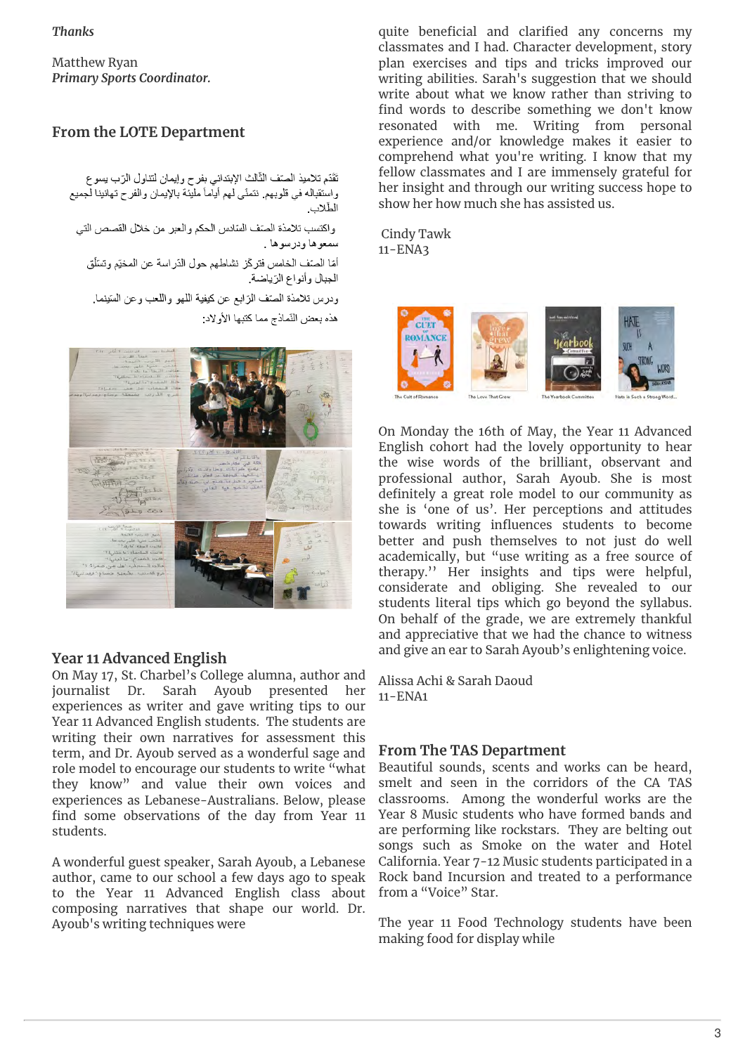*Thanks*

Matthew Ryan
***Primary Sports Coordinator.***

## From the LOTE Department

تَقَدّم تلاميذ الصّف الثّالث الإبتدائي بفرح وإيمان لتناول الرّب يسوع واستقباله في قلوبهم. نتمنّى لهم أياماً مليئة بالإيمان والفرح تهانينا لجميع الطّلاب.

واكتسب تلامذة الصّف السّادس الحكم والعبر من خلال القصص التي سمعوها ودرسوها .

أمّا الصّف الخامس فتركّز نشاطهم حول الدّراسة عن المخيّم وتسلّق الجبال وأنواع الرّياضة.

ودرس تلامذة الصّف الرّابع عن كيفية اللهو واللعب وعن السّينما.

هذه بعض النّماذج مما كتبها الأولاد:

## Year 11 Advanced English

On May 17, St. Charbel's College alumna, author and journalist Dr. Sarah Ayoub presented her experiences as writer and gave writing tips to our Year 11 Advanced English students. The students are writing their own narratives for assessment this term, and Dr. Ayoub served as a wonderful sage and role model to encourage our students to write "what they know" and value their own voices and experiences as Lebanese-Australians. Below, please find some observations of the day from Year 11 students.

A wonderful guest speaker, Sarah Ayoub, a Lebanese author, came to our school a few days ago to speak to the Year 11 Advanced English class about composing narratives that shape our world. Dr. Ayoub's writing techniques were quite beneficial and clarified any concerns my classmates and I had. Character development, story plan exercises and tips and tricks improved our writing abilities. Sarah's suggestion that we should write about what we know rather than striving to find words to describe something we don't know resonated with me. Writing from personal experience and/or knowledge makes it easier to comprehend what you're writing. I know that my fellow classmates and I are immensely grateful for her insight and through our writing success hope to show her how much she has assisted us.

Cindy Tawk
11-ENA3

The Cult of Romance | The Love That Grew | The Yearbook Committee | Hate is Such a Strong Word...

On Monday the 16th of May, the Year 11 Advanced English cohort had the lovely opportunity to hear the wise words of the brilliant, observant and professional author, Sarah Ayoub. She is most definitely a great role model to our community as she is 'one of us'. Her perceptions and attitudes towards writing influences students to become better and push themselves to not just do well academically, but "use writing as a free source of therapy.'' Her insights and tips were helpful, considerate and obliging. She revealed to our students literal tips which go beyond the syllabus. On behalf of the grade, we are extremely thankful and appreciative that we had the chance to witness and give an ear to Sarah Ayoub's enlightening voice.

Alissa Achi & Sarah Daoud
11-ENA1

## From The TAS Department

Beautiful sounds, scents and works can be heard, smelt and seen in the corridors of the CA TAS classrooms. Among the wonderful works are the Year 8 Music students who have formed bands and are performing like rockstars. They are belting out songs such as Smoke on the water and Hotel California. Year 7-12 Music students participated in a Rock band Incursion and treated to a performance from a "Voice" Star.

The year 11 Food Technology students have been making food for display while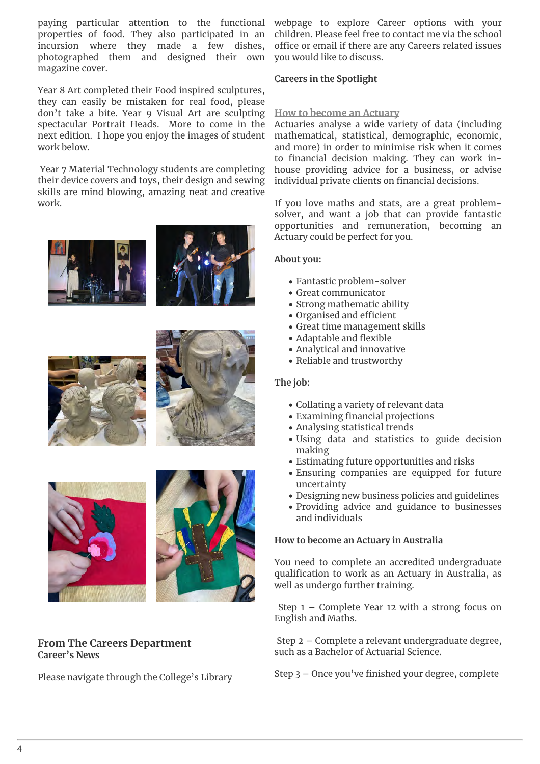paying particular attention to the functional properties of food. They also participated in an incursion where they made a few dishes, photographed them and designed their own magazine cover.

Year 8 Art completed their Food inspired sculptures, they can easily be mistaken for real food, please don't take a bite. Year 9 Visual Art are sculpting spectacular Portrait Heads. More to come in the next edition. I hope you enjoy the images of student work below.

Year 7 Material Technology students are completing their device covers and toys, their design and sewing skills are mind blowing, amazing neat and creative work.

## From The Careers Department

**Career's News**

Please navigate through the College's Library webpage to explore Career options with your children. Please feel free to contact me via the school office or email if there are any Careers related issues you would like to discuss.

**Careers in the Spotlight**

**How to become an Actuary**

Actuaries analyse a wide variety of data (including mathematical, statistical, demographic, economic, and more) in order to minimise risk when it comes to financial decision making. They can work in-house providing advice for a business, or advise individual private clients on financial decisions.

If you love maths and stats, are a great problem-solver, and want a job that can provide fantastic opportunities and remuneration, becoming an Actuary could be perfect for you.

**About you:**

- Fantastic problem-solver
- Great communicator
- Strong mathematic ability
- Organised and efficient
- Great time management skills
- Adaptable and flexible
- Analytical and innovative
- Reliable and trustworthy

**The job:**

- Collating a variety of relevant data
- Examining financial projections
- Analysing statistical trends
- Using data and statistics to guide decision making
- Estimating future opportunities and risks
- Ensuring companies are equipped for future uncertainty
- Designing new business policies and guidelines
- Providing advice and guidance to businesses and individuals

**How to become an Actuary in Australia**

You need to complete an accredited undergraduate qualification to work as an Actuary in Australia, as well as undergo further training.

Step 1 – Complete Year 12 with a strong focus on English and Maths.

Step 2 – Complete a relevant undergraduate degree, such as a Bachelor of Actuarial Science.

Step 3 – Once you've finished your degree, complete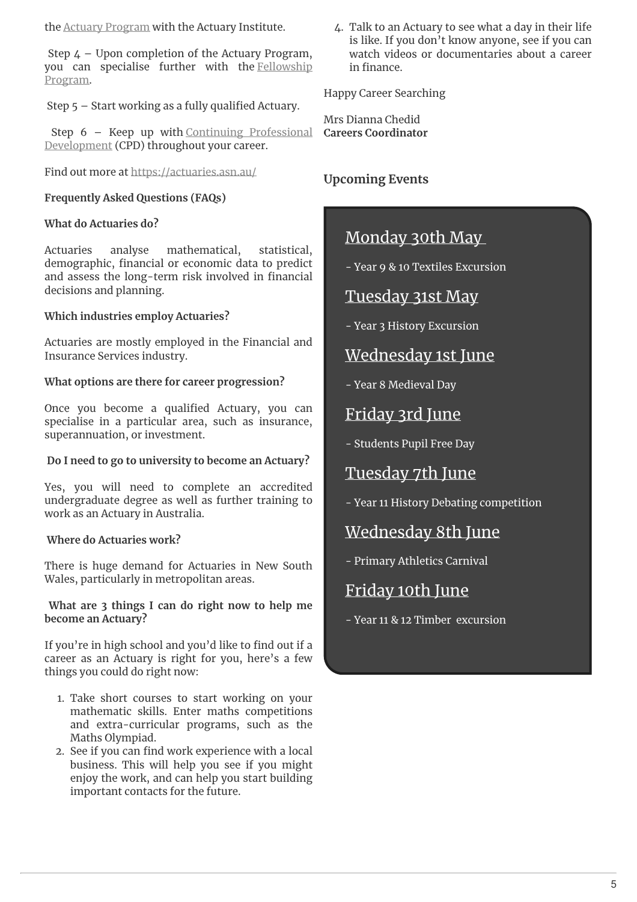the [Actuary Program](#) with the Actuary Institute.

Step 4 – Upon completion of the Actuary Program, you can specialise further with the [Fellowship Program](#).

Step 5 – Start working as a fully qualified Actuary.

Step 6 – Keep up with [Continuing Professional Development](#) (CPD) throughout your career.

Find out more at [https://actuaries.asn.au/](https://actuaries.asn.au/)

**Frequently Asked Questions (FAQs)**

**What do Actuaries do?**

Actuaries analyse mathematical, statistical, demographic, financial or economic data to predict and assess the long-term risk involved in financial decisions and planning.

**Which industries employ Actuaries?**

Actuaries are mostly employed in the Financial and Insurance Services industry.

**What options are there for career progression?**

Once you become a qualified Actuary, you can specialise in a particular area, such as insurance, superannuation, or investment.

**Do I need to go to university to become an Actuary?**

Yes, you will need to complete an accredited undergraduate degree as well as further training to work as an Actuary in Australia.

**Where do Actuaries work?**

There is huge demand for Actuaries in New South Wales, particularly in metropolitan areas.

**What are 3 things I can do right now to help me become an Actuary?**

If you're in high school and you'd like to find out if a career as an Actuary is right for you, here's a few things you could do right now:

1. Take short courses to start working on your mathematic skills. Enter maths competitions and extra-curricular programs, such as the Maths Olympiad.
2. See if you can find work experience with a local business. This will help you see if you might enjoy the work, and can help you start building important contacts for the future.
4. Talk to an Actuary to see what a day in their life is like. If you don't know anyone, see if you can watch videos or documentaries about a career in finance.

Happy Career Searching

Mrs Dianna Chedid
**Careers Coordinator**

## Upcoming Events

### Monday 30th May

- Year 9 & 10 Textiles Excursion

### Tuesday 31st May

- Year 3 History Excursion

### Wednesday 1st June

- Year 8 Medieval Day

### Friday 3rd June

- Students Pupil Free Day

### Tuesday 7th June

- Year 11 History Debating competition

### Wednesday 8th June

- Primary Athletics Carnival

### Friday 10th June

- Year 11 & 12 Timber excursion